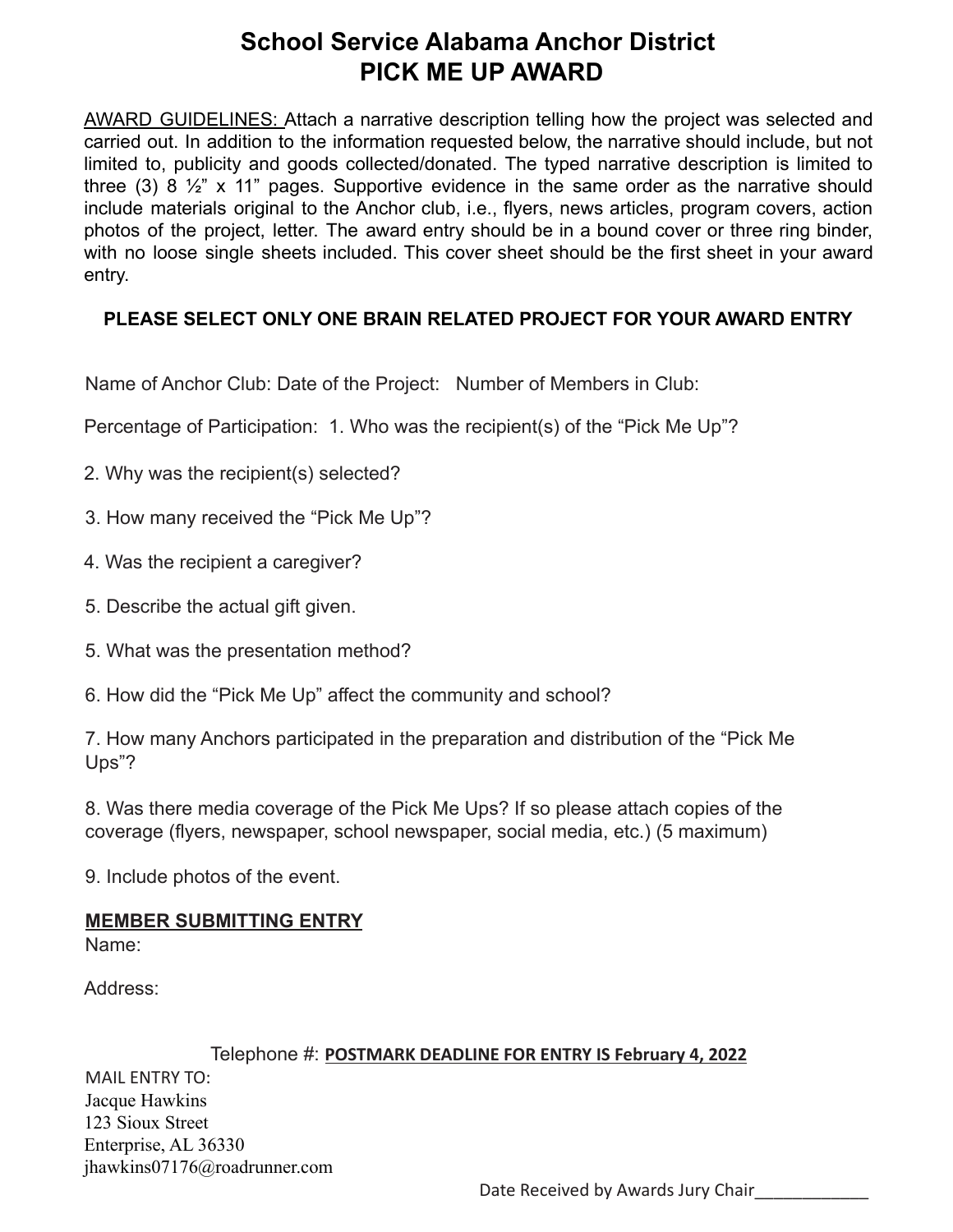# School Service Alabama Anchor District
# PICK ME UP AWARD

<u>AWARD GUIDELINES:</u> Attach a narrative description telling how the project was selected and carried out. In addition to the information requested below, the narrative should include, but not limited to, publicity and goods collected/donated. The typed narrative description is limited to three (3) 8 ½" x 11" pages. Supportive evidence in the same order as the narrative should include materials original to the Anchor club, i.e., flyers, news articles, program covers, action photos of the project, letter. The award entry should be in a bound cover or three ring binder, with no loose single sheets included. This cover sheet should be the first sheet in your award entry.

**PLEASE SELECT ONLY ONE BRAIN RELATED PROJECT FOR YOUR AWARD ENTRY**

Name of Anchor Club: Date of the Project: Number of Members in Club:

Percentage of Participation: 1. Who was the recipient(s) of the "Pick Me Up"?

2. Why was the recipient(s) selected?

3. How many received the "Pick Me Up"?

4. Was the recipient a caregiver?

5. Describe the actual gift given.

5. What was the presentation method?

6. How did the "Pick Me Up" affect the community and school?

7. How many Anchors participated in the preparation and distribution of the "Pick Me Ups"?

8. Was there media coverage of the Pick Me Ups? If so please attach copies of the coverage (flyers, newspaper, school newspaper, social media, etc.) (5 maximum)

9. Include photos of the event.

**<u>MEMBER SUBMITTING ENTRY</u>**

Name:

Address:

Telephone #: **<u>POSTMARK DEADLINE FOR ENTRY IS February 4, 2022</u>**

MAIL ENTRY TO:
Jacque Hawkins
123 Sioux Street
Enterprise, AL 36330
jhawkins07176@roadrunner.com

Date Received by Awards Jury Chair____________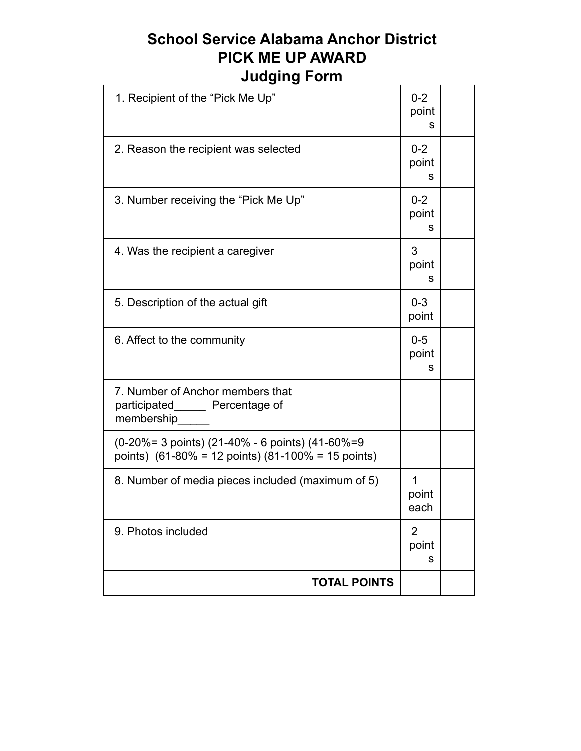# School Service Alabama Anchor District
# PICK ME UP AWARD
# Judging Form

| | | |
|---|---|---|
| 1. Recipient of the "Pick Me Up" | 0-2 points | |
| 2. Reason the recipient was selected | 0-2 points | |
| 3. Number receiving the "Pick Me Up" | 0-2 points | |
| 4. Was the recipient a caregiver | 3 points | |
| 5. Description of the actual gift | 0-3 point | |
| 6. Affect to the community | 0-5 points | |
| 7. Number of Anchor members that participated_____ Percentage of membership_____ | | |
| (0-20%= 3 points) (21-40% - 6 points) (41-60%=9 points) (61-80% = 12 points) (81-100% = 15 points) | | |
| 8. Number of media pieces included (maximum of 5) | 1 point each | |
| 9. Photos included | 2 points | |
| **TOTAL POINTS** | | |